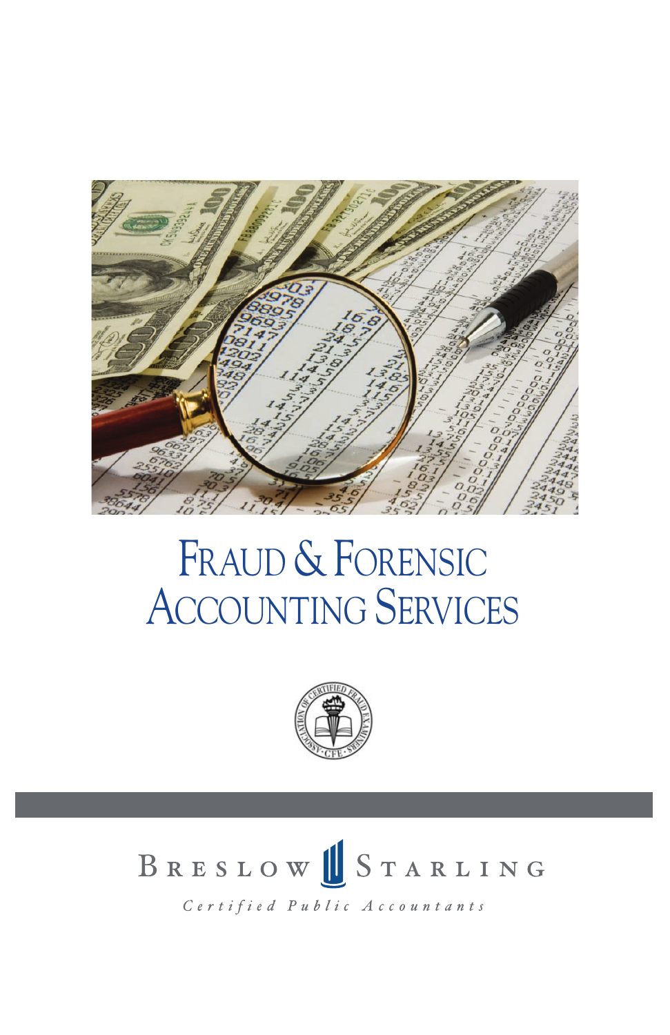# Fraud & Forensic Accounting Services

Breslow Starling

*Certified Public Accountants*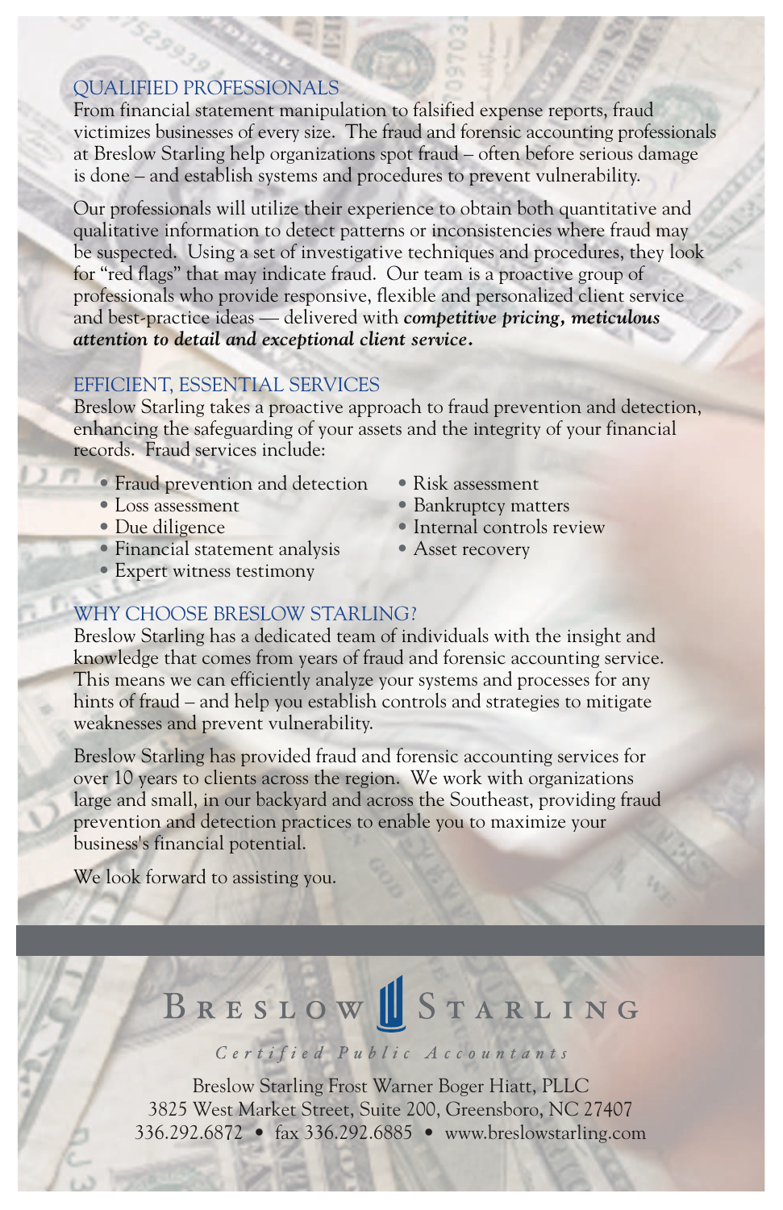## QUALIFIED PROFESSIONALS

From financial statement manipulation to falsified expense reports, fraud victimizes businesses of every size. The fraud and forensic accounting professionals at Breslow Starling help organizations spot fraud – often before serious damage is done – and establish systems and procedures to prevent vulnerability.

Our professionals will utilize their experience to obtain both quantitative and qualitative information to detect patterns or inconsistencies where fraud may be suspected. Using a set of investigative techniques and procedures, they look for "red flags" that may indicate fraud. Our team is a proactive group of professionals who provide responsive, flexible and personalized client service and best-practice ideas — delivered with ***competitive pricing, meticulous attention to detail and exceptional client service.***

## EFFICIENT, ESSENTIAL SERVICES

Breslow Starling takes a proactive approach to fraud prevention and detection, enhancing the safeguarding of your assets and the integrity of your financial records. Fraud services include:

- Fraud prevention and detection
- Loss assessment
- Due diligence
- Financial statement analysis
- Expert witness testimony
- Risk assessment
- Bankruptcy matters
- Internal controls review
- Asset recovery

## WHY CHOOSE BRESLOW STARLING?

Breslow Starling has a dedicated team of individuals with the insight and knowledge that comes from years of fraud and forensic accounting service. This means we can efficiently analyze your systems and processes for any hints of fraud – and help you establish controls and strategies to mitigate weaknesses and prevent vulnerability.

Breslow Starling has provided fraud and forensic accounting services for over 10 years to clients across the region. We work with organizations large and small, in our backyard and across the Southeast, providing fraud prevention and detection practices to enable you to maximize your business's financial potential.

We look forward to assisting you.

BRESLOW STARLING

*Certified Public Accountants*

Breslow Starling Frost Warner Boger Hiatt, PLLC
3825 West Market Street, Suite 200, Greensboro, NC 27407
336.292.6872 • fax 336.292.6885 • www.breslowstarling.com